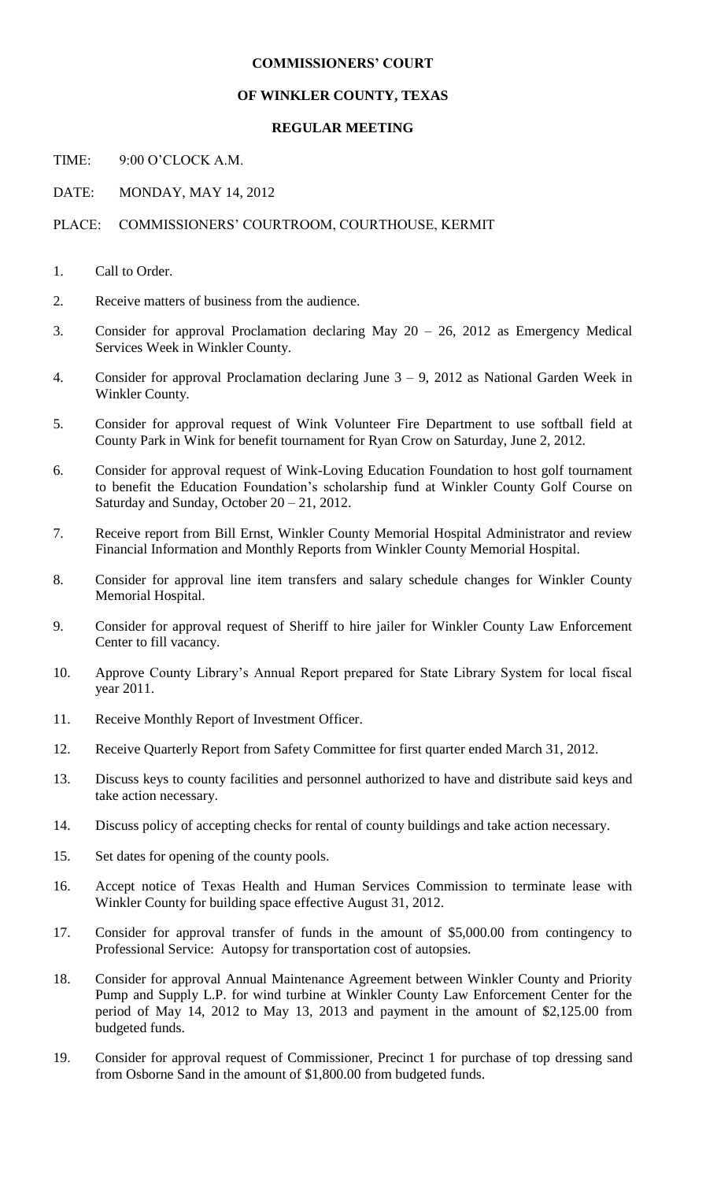**COMMISSIONERS' COURT**

**OF WINKLER COUNTY, TEXAS**

**REGULAR MEETING**

TIME: 9:00 O'CLOCK A.M.

DATE: MONDAY, MAY 14, 2012

PLACE: COMMISSIONERS' COURTROOM, COURTHOUSE, KERMIT

1. Call to Order.

2. Receive matters of business from the audience.

3. Consider for approval Proclamation declaring May 20 – 26, 2012 as Emergency Medical Services Week in Winkler County.

4. Consider for approval Proclamation declaring June 3 – 9, 2012 as National Garden Week in Winkler County.

5. Consider for approval request of Wink Volunteer Fire Department to use softball field at County Park in Wink for benefit tournament for Ryan Crow on Saturday, June 2, 2012.

6. Consider for approval request of Wink-Loving Education Foundation to host golf tournament to benefit the Education Foundation's scholarship fund at Winkler County Golf Course on Saturday and Sunday, October 20 – 21, 2012.

7. Receive report from Bill Ernst, Winkler County Memorial Hospital Administrator and review Financial Information and Monthly Reports from Winkler County Memorial Hospital.

8. Consider for approval line item transfers and salary schedule changes for Winkler County Memorial Hospital.

9. Consider for approval request of Sheriff to hire jailer for Winkler County Law Enforcement Center to fill vacancy.

10. Approve County Library's Annual Report prepared for State Library System for local fiscal year 2011.

11. Receive Monthly Report of Investment Officer.

12. Receive Quarterly Report from Safety Committee for first quarter ended March 31, 2012.

13. Discuss keys to county facilities and personnel authorized to have and distribute said keys and take action necessary.

14. Discuss policy of accepting checks for rental of county buildings and take action necessary.

15. Set dates for opening of the county pools.

16. Accept notice of Texas Health and Human Services Commission to terminate lease with Winkler County for building space effective August 31, 2012.

17. Consider for approval transfer of funds in the amount of $5,000.00 from contingency to Professional Service: Autopsy for transportation cost of autopsies.

18. Consider for approval Annual Maintenance Agreement between Winkler County and Priority Pump and Supply L.P. for wind turbine at Winkler County Law Enforcement Center for the period of May 14, 2012 to May 13, 2013 and payment in the amount of $2,125.00 from budgeted funds.

19. Consider for approval request of Commissioner, Precinct 1 for purchase of top dressing sand from Osborne Sand in the amount of $1,800.00 from budgeted funds.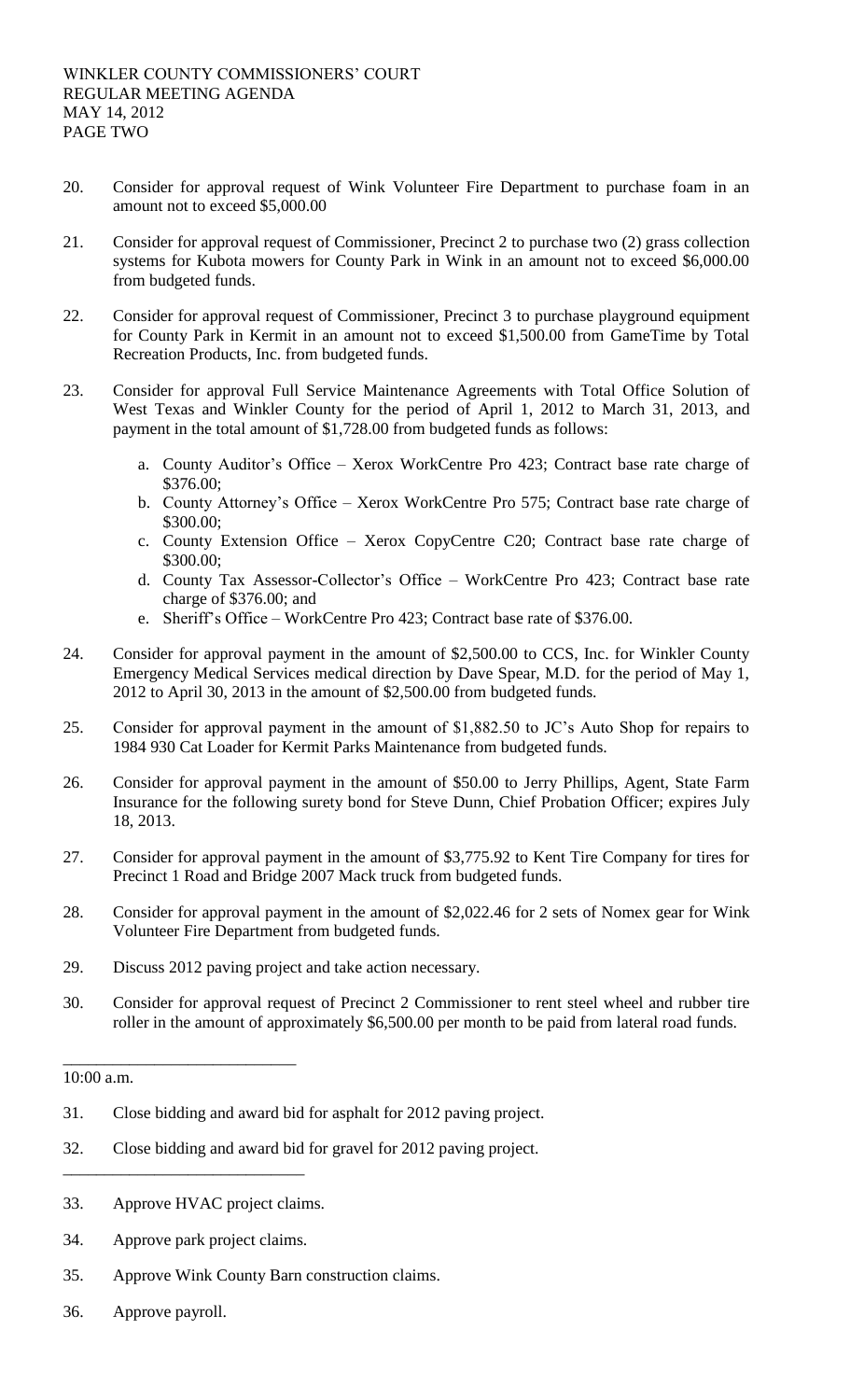WINKLER COUNTY COMMISSIONERS' COURT
REGULAR MEETING AGENDA
MAY 14, 2012
PAGE TWO

20. Consider for approval request of Wink Volunteer Fire Department to purchase foam in an amount not to exceed $5,000.00

21. Consider for approval request of Commissioner, Precinct 2 to purchase two (2) grass collection systems for Kubota mowers for County Park in Wink in an amount not to exceed $6,000.00 from budgeted funds.

22. Consider for approval request of Commissioner, Precinct 3 to purchase playground equipment for County Park in Kermit in an amount not to exceed $1,500.00 from GameTime by Total Recreation Products, Inc. from budgeted funds.

23. Consider for approval Full Service Maintenance Agreements with Total Office Solution of West Texas and Winkler County for the period of April 1, 2012 to March 31, 2013, and payment in the total amount of $1,728.00 from budgeted funds as follows:

    a. County Auditor's Office – Xerox WorkCentre Pro 423; Contract base rate charge of $376.00;
    b. County Attorney's Office – Xerox WorkCentre Pro 575; Contract base rate charge of $300.00;
    c. County Extension Office – Xerox CopyCentre C20; Contract base rate charge of $300.00;
    d. County Tax Assessor-Collector's Office – WorkCentre Pro 423; Contract base rate charge of $376.00; and
    e. Sheriff's Office – WorkCentre Pro 423; Contract base rate of $376.00.

24. Consider for approval payment in the amount of $2,500.00 to CCS, Inc. for Winkler County Emergency Medical Services medical direction by Dave Spear, M.D. for the period of May 1, 2012 to April 30, 2013 in the amount of $2,500.00 from budgeted funds.

25. Consider for approval payment in the amount of $1,882.50 to JC's Auto Shop for repairs to 1984 930 Cat Loader for Kermit Parks Maintenance from budgeted funds.

26. Consider for approval payment in the amount of $50.00 to Jerry Phillips, Agent, State Farm Insurance for the following surety bond for Steve Dunn, Chief Probation Officer; expires July 18, 2013.

27. Consider for approval payment in the amount of $3,775.92 to Kent Tire Company for tires for Precinct 1 Road and Bridge 2007 Mack truck from budgeted funds.

28. Consider for approval payment in the amount of $2,022.46 for 2 sets of Nomex gear for Wink Volunteer Fire Department from budgeted funds.

29. Discuss 2012 paving project and take action necessary.

30. Consider for approval request of Precinct 2 Commissioner to rent steel wheel and rubber tire roller in the amount of approximately $6,500.00 per month to be paid from lateral road funds.

---

10:00 a.m.

31. Close bidding and award bid for asphalt for 2012 paving project.

32. Close bidding and award bid for gravel for 2012 paving project.

---

33. Approve HVAC project claims.

34. Approve park project claims.

35. Approve Wink County Barn construction claims.

36. Approve payroll.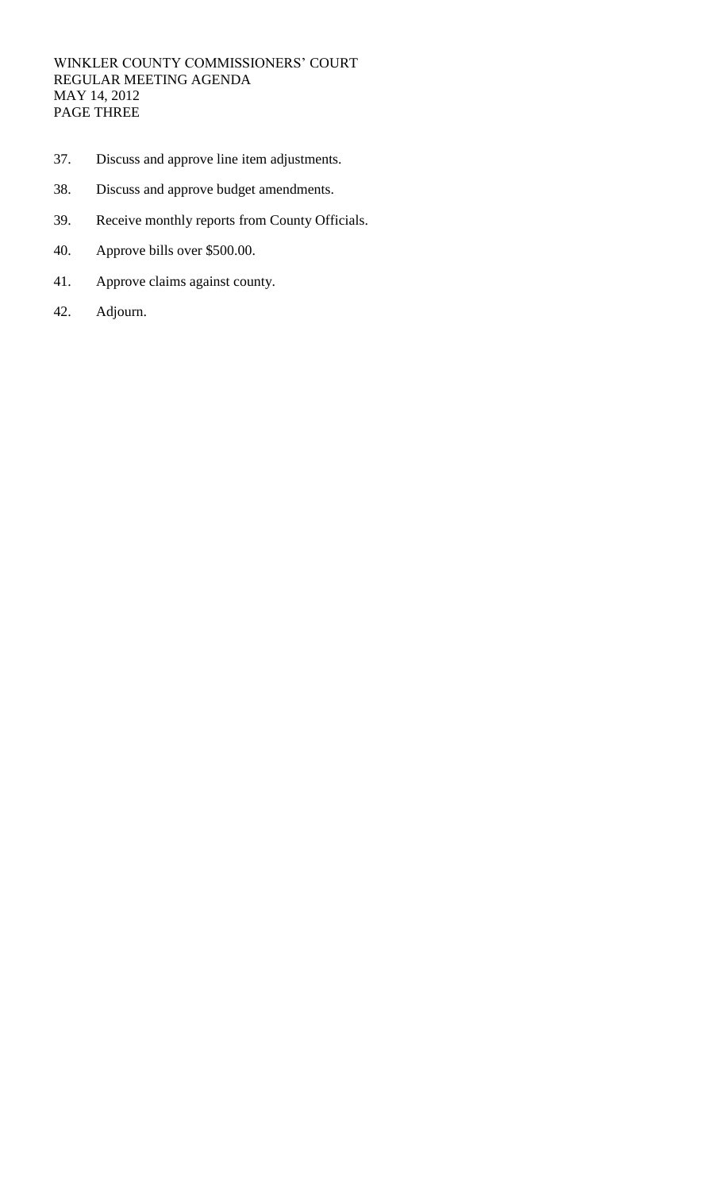37. Discuss and approve line item adjustments.

38. Discuss and approve budget amendments.

39. Receive monthly reports from County Officials.

40. Approve bills over $500.00.

41. Approve claims against county.

42. Adjourn.